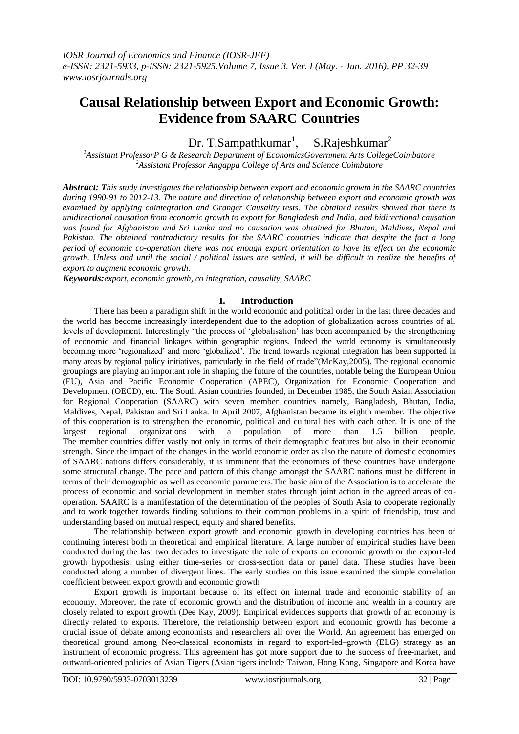# Causal Relationship between Export and Economic Growth: Evidence from SAARC Countries

Dr. T.Sampathkumar[1], S.Rajeshkumar[2]

[1]Assistant ProfessorP G & Research Department of EconomicsGovernment Arts CollegeCoimbatore
[2]Assistant Professor Angappa College of Arts and Science Coimbatore

***Abstract:*** *This study investigates the relationship between export and economic growth in the SAARC countries during 1990-91 to 2012-13. The nature and direction of relationship between export and economic growth was examined by applying cointegration and Granger Causality tests. The obtained results showed that there is unidirectional causation from economic growth to export for Bangladesh and India, and bidirectional causation was found for Afghanistan and Sri Lanka and no causation was obtained for Bhutan, Maldives, Nepal and Pakistan. The obtained contradictory results for the SAARC countries indicate that despite the fact a long period of economic co-operation there was not enough export orientation to have its effect on the economic growth. Unless and until the social / political issues are settled, it will be difficult to realize the benefits of export to augment economic growth.*

***Keywords:*** *export, economic growth, co integration, causality, SAARC*

## I. Introduction

There has been a paradigm shift in the world economic and political order in the last three decades and the world has become increasingly interdependent due to the adoption of globalization across countries of all levels of development. Interestingly "the process of 'globalisation' has been accompanied by the strengthening of economic and financial linkages within geographic regions. Indeed the world economy is simultaneously becoming more 'regionalized' and more 'globalized'. The trend towards regional integration has been supported in many areas by regional policy initiatives, particularly in the field of trade"(McKay,2005). The regional economic groupings are playing an important role in shaping the future of the countries, notable being the European Union (EU), Asia and Pacific Economic Cooperation (APEC), Organization for Economic Cooperation and Development (OECD), etc. The South Asian countries founded, in December 1985, the South Asian Association for Regional Cooperation (SAARC) with seven member countries namely, Bangladesh, Bhutan, India, Maldives, Nepal, Pakistan and Sri Lanka. In April 2007, Afghanistan became its eighth member. The objective of this cooperation is to strengthen the economic, political and cultural ties with each other. It is one of the largest regional organizations with a population of more than 1.5 billion people. The member countries differ vastly not only in terms of their demographic features but also in their economic strength. Since the impact of the changes in the world economic order as also the nature of domestic economies of SAARC nations differs considerably, it is imminent that the economies of these countries have undergone some structural change. The pace and pattern of this change amongst the SAARC nations must be different in terms of their demographic as well as economic parameters.The basic aim of the Association is to accelerate the process of economic and social development in member states through joint action in the agreed areas of co-operation. SAARC is a manifestation of the determination of the peoples of South Asia to cooperate regionally and to work together towards finding solutions to their common problems in a spirit of friendship, trust and understanding based on mutual respect, equity and shared benefits.

The relationship between export growth and economic growth in developing countries has been of continuing interest both in theoretical and empirical literature. A large number of empirical studies have been conducted during the last two decades to investigate the role of exports on economic growth or the export-led growth hypothesis, using either time-series or cross-section data or panel data. These studies have been conducted along a number of divergent lines. The early studies on this issue examined the simple correlation coefficient between export growth and economic growth

Export growth is important because of its effect on internal trade and economic stability of an economy. Moreover, the rate of economic growth and the distribution of income and wealth in a country are closely related to export growth (Dee Kay, 2009). Empirical evidences supports that growth of an economy is directly related to exports. Therefore, the relationship between export and economic growth has become a crucial issue of debate among economists and researchers all over the World. An agreement has emerged on theoretical ground among Neo-classical economists in regard to export-led–growth (ELG) strategy as an instrument of economic progress. This agreement has got more support due to the success of free-market, and outward-oriented policies of Asian Tigers (Asian tigers include Taiwan, Hong Kong, Singapore and Korea have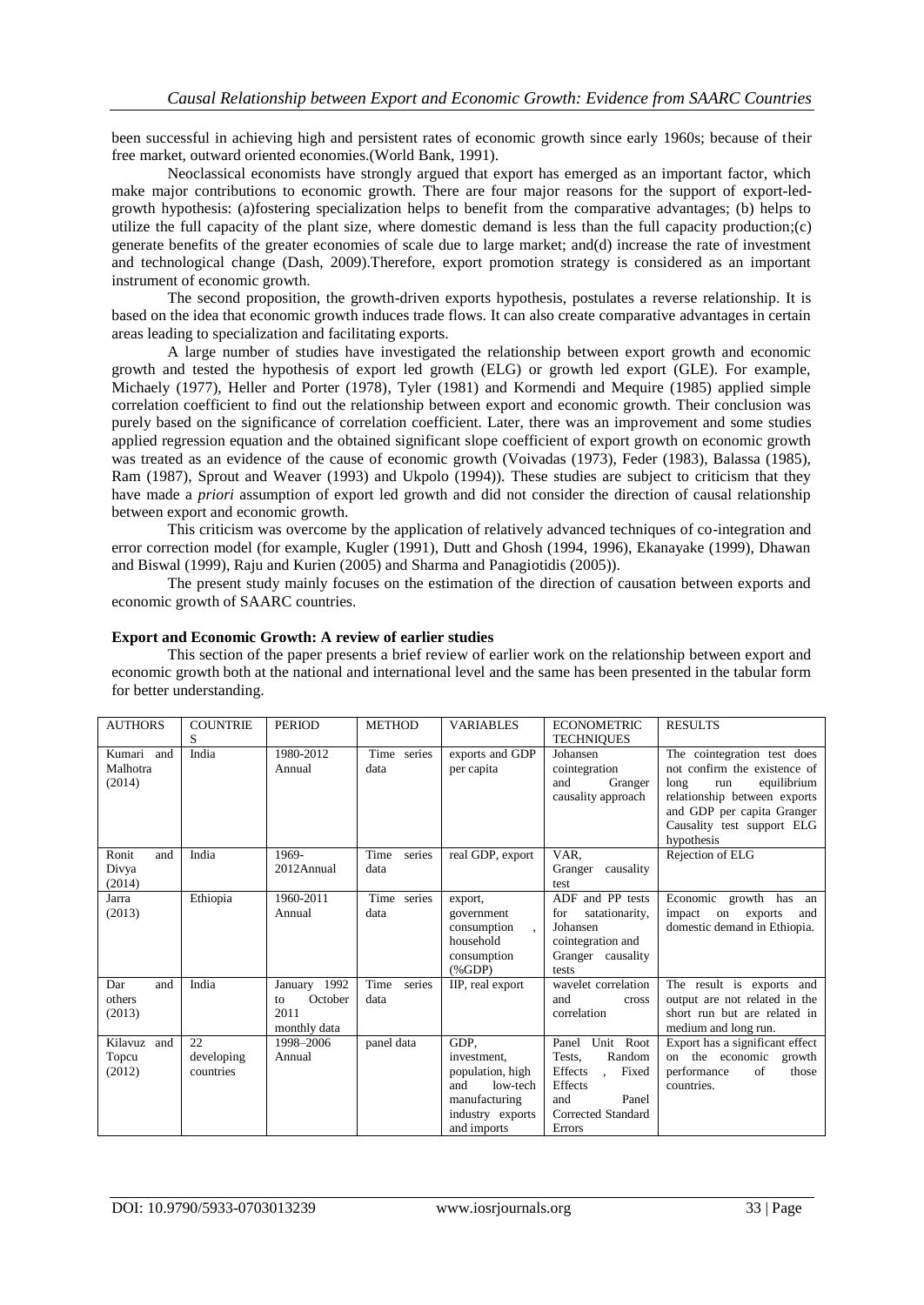been successful in achieving high and persistent rates of economic growth since early 1960s; because of their free market, outward oriented economies.(World Bank, 1991).

Neoclassical economists have strongly argued that export has emerged as an important factor, which make major contributions to economic growth. There are four major reasons for the support of export-led-growth hypothesis: (a)fostering specialization helps to benefit from the comparative advantages; (b) helps to utilize the full capacity of the plant size, where domestic demand is less than the full capacity production;(c) generate benefits of the greater economies of scale due to large market; and(d) increase the rate of investment and technological change (Dash, 2009).Therefore, export promotion strategy is considered as an important instrument of economic growth.

The second proposition, the growth-driven exports hypothesis, postulates a reverse relationship. It is based on the idea that economic growth induces trade flows. It can also create comparative advantages in certain areas leading to specialization and facilitating exports.

A large number of studies have investigated the relationship between export growth and economic growth and tested the hypothesis of export led growth (ELG) or growth led export (GLE). For example, Michaely (1977), Heller and Porter (1978), Tyler (1981) and Kormendi and Mequire (1985) applied simple correlation coefficient to find out the relationship between export and economic growth. Their conclusion was purely based on the significance of correlation coefficient. Later, there was an improvement and some studies applied regression equation and the obtained significant slope coefficient of export growth on economic growth was treated as an evidence of the cause of economic growth (Voivadas (1973), Feder (1983), Balassa (1985), Ram (1987), Sprout and Weaver (1993) and Ukpolo (1994)). These studies are subject to criticism that they have made a *priori* assumption of export led growth and did not consider the direction of causal relationship between export and economic growth.

This criticism was overcome by the application of relatively advanced techniques of co-integration and error correction model (for example, Kugler (1991), Dutt and Ghosh (1994, 1996), Ekanayake (1999), Dhawan and Biswal (1999), Raju and Kurien (2005) and Sharma and Panagiotidis (2005)).

The present study mainly focuses on the estimation of the direction of causation between exports and economic growth of SAARC countries.

**Export and Economic Growth: A review of earlier studies**

This section of the paper presents a brief review of earlier work on the relationship between export and economic growth both at the national and international level and the same has been presented in the tabular form for better understanding.

| AUTHORS | COUNTRIES | PERIOD | METHOD | VARIABLES | ECONOMETRIC TECHNIQUES | RESULTS |
|---|---|---|---|---|---|---|
| Kumari and Malhotra (2014) | India | 1980-2012 Annual | Time series data | exports and GDP per capita | Johansen cointegration and Granger causality approach | The cointegration test does not confirm the existence of long run equilibrium relationship between exports and GDP per capita Granger Causality test support ELG hypothesis |
| Ronit and Divya (2014) | India | 1969-2012Annual | Time series data | real GDP, export | VAR, Granger causality test | Rejection of ELG |
| Jarra (2013) | Ethiopia | 1960-2011 Annual | Time series data | export, government consumption , household consumption (%GDP) | ADF and PP tests for satationarity, Johansen cointegration and Granger causality tests | Economic growth has an impact on exports and domestic demand in Ethiopia. |
| Dar and others (2013) | India | January 1992 to October 2011 monthly data | Time series data | IIP, real export | wavelet correlation and cross correlation | The result is exports and output are not related in the short run but are related in medium and long run. |
| Kilavuz and Topcu (2012) | 22 developing countries | 1998–2006 Annual | panel data | GDP, investment, population, high and low-tech manufacturing industry exports and imports | Panel Unit Root Tests, Random Effects , Fixed Effects and Panel Corrected Standard Errors | Export has a significant effect on the economic growth performance of those countries. |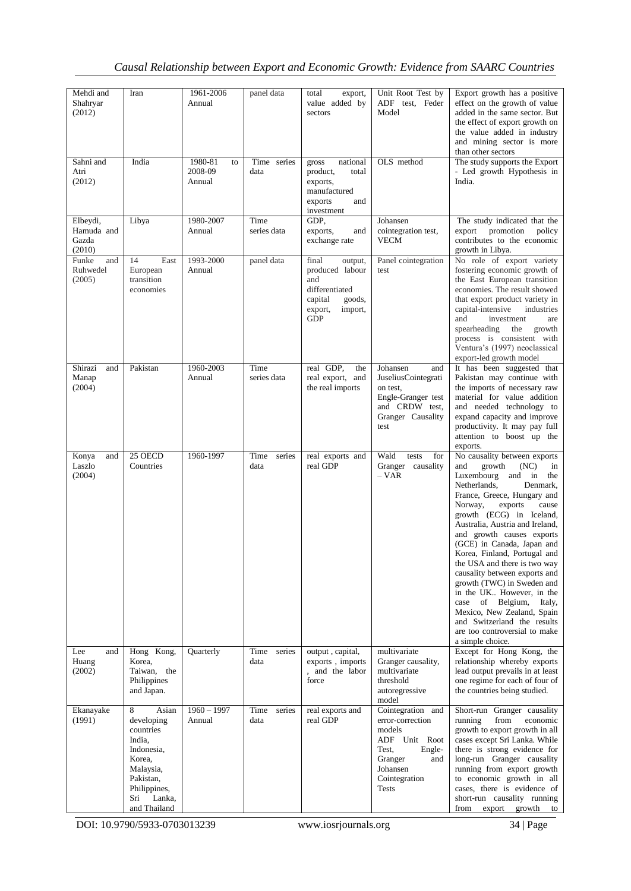| | | | | | | |
|---|---|---|---|---|---|---|
| Mehdi and Shahryar (2012) | Iran | 1961-2006 Annual | panel data | total export, value added by sectors | Unit Root Test by ADF test, Feder Model | Export growth has a positive effect on the growth of value added in the same sector. But the effect of export growth on the value added in industry and mining sector is more than other sectors |
| Sahni and Atri (2012) | India | 1980-81 to 2008-09 Annual | Time series data | gross national product, total exports, manufactured exports and investment | OLS method | The study supports the Export - Led growth Hypothesis in India. |
| Elbeydi, Hamuda and Gazda (2010) | Libya | 1980-2007 Annual | Time series data | GDP, exports, and exchange rate | Johansen cointegration test, VECM | The study indicated that the export promotion policy contributes to the economic growth in Libya. |
| Funke and Ruhwedel (2005) | 14 East European transition economies | 1993-2000 Annual | panel data | final output, produced labour and differentiated capital goods, export, import, GDP | Panel cointegration test | No role of export variety fostering economic growth of the East European transition economies. The result showed that export product variety in capital-intensive industries and investment are spearheading the growth process is consistent with Ventura's (1997) neoclassical export-led growth model |
| Shirazi and Manap (2004) | Pakistan | 1960-2003 Annual | Time series data | real GDP, the real export, and the real imports | Johansen and JuseliusCointegration test, Engle-Granger test and CRDW test, Granger Causality test | It has been suggested that Pakistan may continue with the imports of necessary raw material for value addition and needed technology to expand capacity and improve productivity. It may pay full attention to boost up the exports. |
| Konya and Laszlo (2004) | 25 OECD Countries | 1960-1997 | Time series data | real exports and real GDP | Wald tests for Granger causality – VAR | No causality between exports and growth (NC) in Luxembourg and in the Netherlands, Denmark, France, Greece, Hungary and Norway, exports cause growth (ECG) in Iceland, Australia, Austria and Ireland, and growth causes exports (GCE) in Canada, Japan and Korea, Finland, Portugal and the USA and there is two way causality between exports and growth (TWC) in Sweden and in the UK.. However, in the case of Belgium, Italy, Mexico, New Zealand, Spain and Switzerland the results are too controversial to make a simple choice. |
| Lee and Huang (2002) | Hong Kong, Korea, Taiwan, the Philippines and Japan. | Quarterly | Time series data | output , capital, exports , imports , and the labor force | multivariate Granger causality, multivariate threshold autoregressive model | Except for Hong Kong, the relationship whereby exports lead output prevails in at least one regime for each of four of the countries being studied. |
| Ekanayake (1991) | 8 Asian developing countries India, Indonesia, Korea, Malaysia, Pakistan, Philippines, Sri Lanka, and Thailand | 1960 – 1997 Annual | Time series data | real exports and real GDP | Cointegration and error-correction models ADF Unit Root Test, Engle-Granger and Johansen Cointegration Tests | Short-run Granger causality running from economic growth to export growth in all cases except Sri Lanka. While there is strong evidence for long-run Granger causality running from export growth to economic growth in all cases, there is evidence of short-run causality running from export growth to |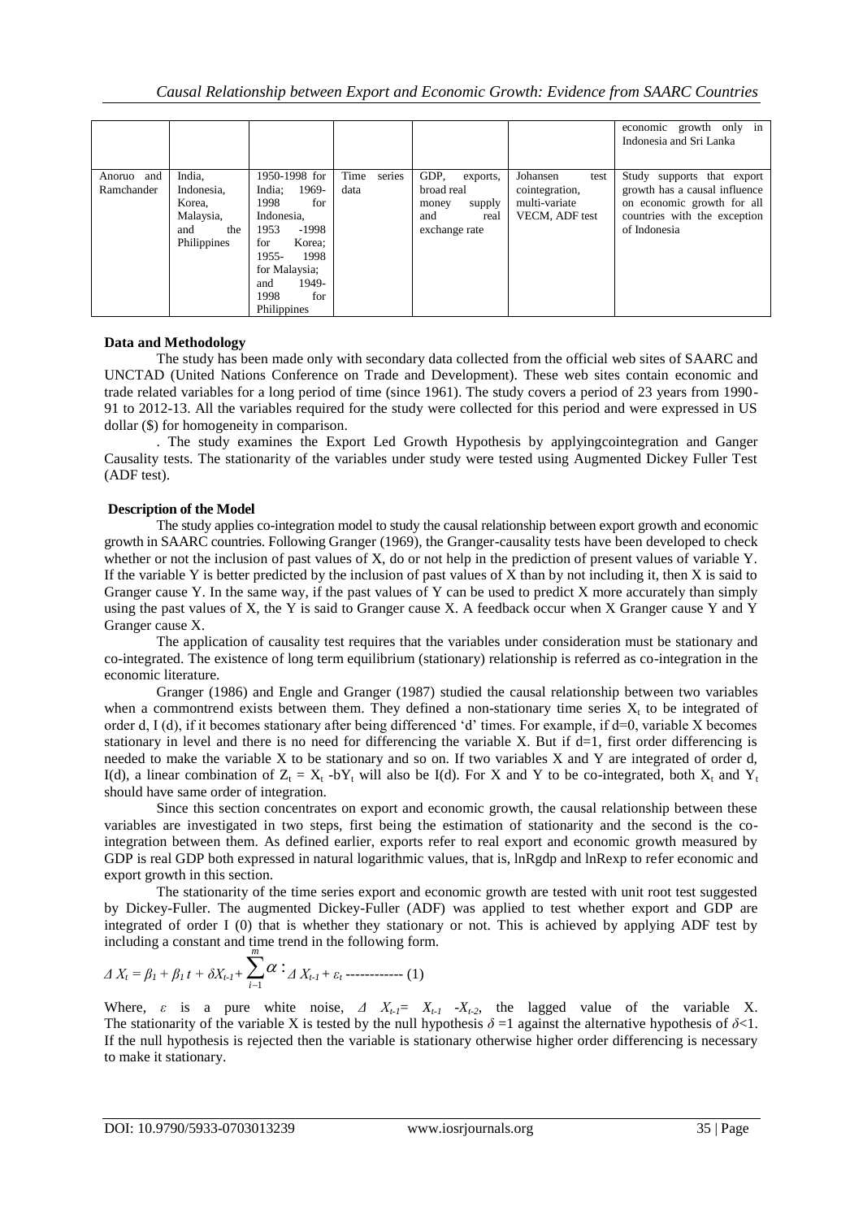| | | | | | | |
|---|---|---|---|---|---|---|
| | | | | | | economic growth only in Indonesia and Sri Lanka |
| Anoruo and Ramchander | India, Indonesia, Korea, Malaysia, and the Philippines | 1950-1998 for India; 1969-1998 for Indonesia, 1953 -1998 for Korea; 1955- 1998 for Malaysia; and 1949-1998 for Philippines | Time series data | GDP, exports, broad real money supply and real exchange rate | Johansen test cointegration, multi-variate VECM, ADF test | Study supports that export growth has a causal influence on economic growth for all countries with the exception of Indonesia |

**Data and Methodology**

The study has been made only with secondary data collected from the official web sites of SAARC and UNCTAD (United Nations Conference on Trade and Development). These web sites contain economic and trade related variables for a long period of time (since 1961). The study covers a period of 23 years from 1990-91 to 2012-13. All the variables required for the study were collected for this period and were expressed in US dollar ($) for homogeneity in comparison.

. The study examines the Export Led Growth Hypothesis by applyingcointegration and Ganger Causality tests. The stationarity of the variables under study were tested using Augmented Dickey Fuller Test (ADF test).

**Description of the Model**

The study applies co-integration model to study the causal relationship between export growth and economic growth in SAARC countries. Following Granger (1969), the Granger-causality tests have been developed to check whether or not the inclusion of past values of X, do or not help in the prediction of present values of variable Y. If the variable Y is better predicted by the inclusion of past values of X than by not including it, then X is said to Granger cause Y. In the same way, if the past values of Y can be used to predict X more accurately than simply using the past values of X, the Y is said to Granger cause X. A feedback occur when X Granger cause Y and Y Granger cause X.

The application of causality test requires that the variables under consideration must be stationary and co-integrated. The existence of long term equilibrium (stationary) relationship is referred as co-integration in the economic literature.

Granger (1986) and Engle and Granger (1987) studied the causal relationship between two variables when a commontrend exists between them. They defined a non-stationary time series $X_t$ to be integrated of order d, I (d), if it becomes stationary after being differenced 'd' times. For example, if d=0, variable X becomes stationary in level and there is no need for differencing the variable X. But if d=1, first order differencing is needed to make the variable X to be stationary and so on. If two variables X and Y are integrated of order d, I(d), a linear combination of $Z_t = X_t - bY_t$ will also be I(d). For X and Y to be co-integrated, both $X_t$ and $Y_t$ should have same order of integration.

Since this section concentrates on export and economic growth, the causal relationship between these variables are investigated in two steps, first being the estimation of stationarity and the second is the co-integration between them. As defined earlier, exports refer to real export and economic growth measured by GDP is real GDP both expressed in natural logarithmic values, that is, lnRgdp and lnRexp to refer economic and export growth in this section.

The stationarity of the time series export and economic growth are tested with unit root test suggested by Dickey-Fuller. The augmented Dickey-Fuller (ADF) was applied to test whether export and GDP are integrated of order I (0) that is whether they stationary or not. This is achieved by applying ADF test by including a constant and time trend in the following form.

$$\Delta X_t = \beta_1 + \beta_1 t + \delta X_{t-1} + \sum_{i-1}^{m} \alpha_i \Delta X_{t-1} + \varepsilon_t \text{ ------------ (1)}$$

Where, $\varepsilon$ is a pure white noise, $\Delta X_{t-1} = X_{t-1} - X_{t-2}$, the lagged value of the variable X. The stationarity of the variable X is tested by the null hypothesis $\delta = 1$ against the alternative hypothesis of $\delta < 1$. If the null hypothesis is rejected then the variable is stationary otherwise higher order differencing is necessary to make it stationary.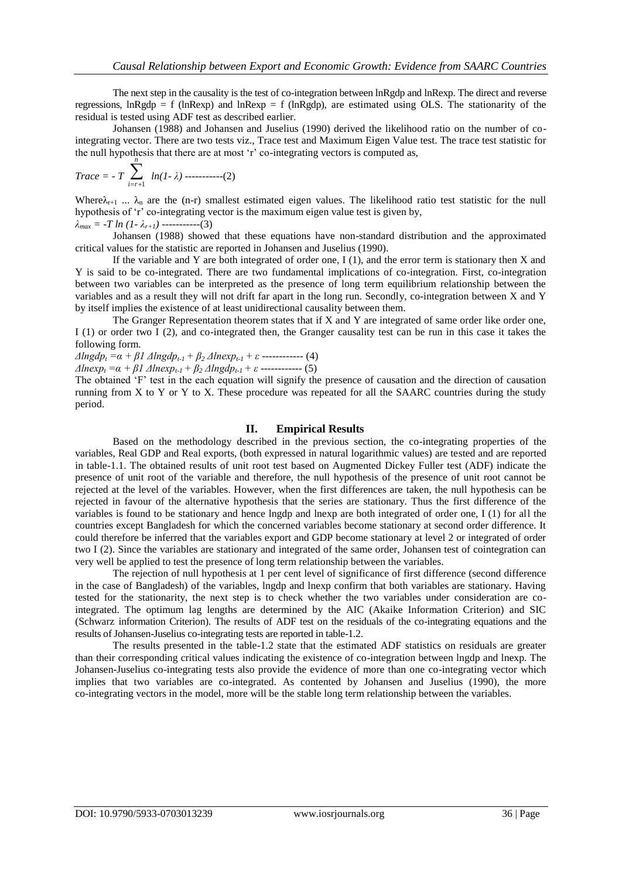The next step in the causality is the test of co-integration between lnRgdp and lnRexp. The direct and reverse regressions, lnRgdp = f (lnRexp) and lnRexp = f (lnRgdp), are estimated using OLS. The stationarity of the residual is tested using ADF test as described earlier.

Johansen (1988) and Johansen and Juselius (1990) derived the likelihood ratio on the number of co-integrating vector. There are two tests viz., Trace test and Maximum Eigen Value test. The trace test statistic for the null hypothesis that there are at most 'r' co-integrating vectors is computed as,

$$Trace = -T \sum_{i=r+1}^{n} ln(1-\lambda) \text{ -----------(2)}$$

Where $\lambda_{r+1}$ ... $\lambda_n$ are the (n-r) smallest estimated eigen values. The likelihood ratio test statistic for the null hypothesis of 'r' co-integrating vector is the maximum eigen value test is given by,

$$\lambda_{max} = -T \ ln\ (1-\lambda_{r+1}) \text{ -----------(3)}$$

Johansen (1988) showed that these equations have non-standard distribution and the approximated critical values for the statistic are reported in Johansen and Juselius (1990).

If the variable and Y are both integrated of order one, I (1), and the error term is stationary then X and Y is said to be co-integrated. There are two fundamental implications of co-integration. First, co-integration between two variables can be interpreted as the presence of long term equilibrium relationship between the variables and as a result they will not drift far apart in the long run. Secondly, co-integration between X and Y by itself implies the existence of at least unidirectional causality between them.

The Granger Representation theorem states that if X and Y are integrated of same order like order one, I (1) or order two I (2), and co-integrated then, the Granger causality test can be run in this case it takes the following form.

$$\Delta lngdp_t = \alpha + \beta 1\ \Delta lngdp_{t-1} + \beta_2\ \Delta lnexp_{t-1} + \varepsilon \text{ ------------ (4)}$$

$$\Delta lnexp_t = \alpha + \beta 1\ \Delta lnexp_{t-1} + \beta_2\ \Delta lngdp_{t-1} + \varepsilon \text{ ------------ (5)}$$

The obtained 'F' test in the each equation will signify the presence of causation and the direction of causation running from X to Y or Y to X. These procedure was repeated for all the SAARC countries during the study period.

## II. Empirical Results

Based on the methodology described in the previous section, the co-integrating properties of the variables, Real GDP and Real exports, (both expressed in natural logarithmic values) are tested and are reported in table-1.1. The obtained results of unit root test based on Augmented Dickey Fuller test (ADF) indicate the presence of unit root of the variable and therefore, the null hypothesis of the presence of unit root cannot be rejected at the level of the variables. However, when the first differences are taken, the null hypothesis can be rejected in favour of the alternative hypothesis that the series are stationary. Thus the first difference of the variables is found to be stationary and hence lngdp and lnexp are both integrated of order one, I (1) for all the countries except Bangladesh for which the concerned variables become stationary at second order difference. It could therefore be inferred that the variables export and GDP become stationary at level 2 or integrated of order two I (2). Since the variables are stationary and integrated of the same order, Johansen test of cointegration can very well be applied to test the presence of long term relationship between the variables.

The rejection of null hypothesis at 1 per cent level of significance of first difference (second difference in the case of Bangladesh) of the variables, lngdp and lnexp confirm that both variables are stationary. Having tested for the stationarity, the next step is to check whether the two variables under consideration are co-integrated. The optimum lag lengths are determined by the AIC (Akaike Information Criterion) and SIC (Schwarz information Criterion). The results of ADF test on the residuals of the co-integrating equations and the results of Johansen-Juselius co-integrating tests are reported in table-1.2.

The results presented in the table-1.2 state that the estimated ADF statistics on residuals are greater than their corresponding critical values indicating the existence of co-integration between lngdp and lnexp. The Johansen-Juselius co-integrating tests also provide the evidence of more than one co-integrating vector which implies that two variables are co-integrated. As contented by Johansen and Juselius (1990), the more co-integrating vectors in the model, more will be the stable long term relationship between the variables.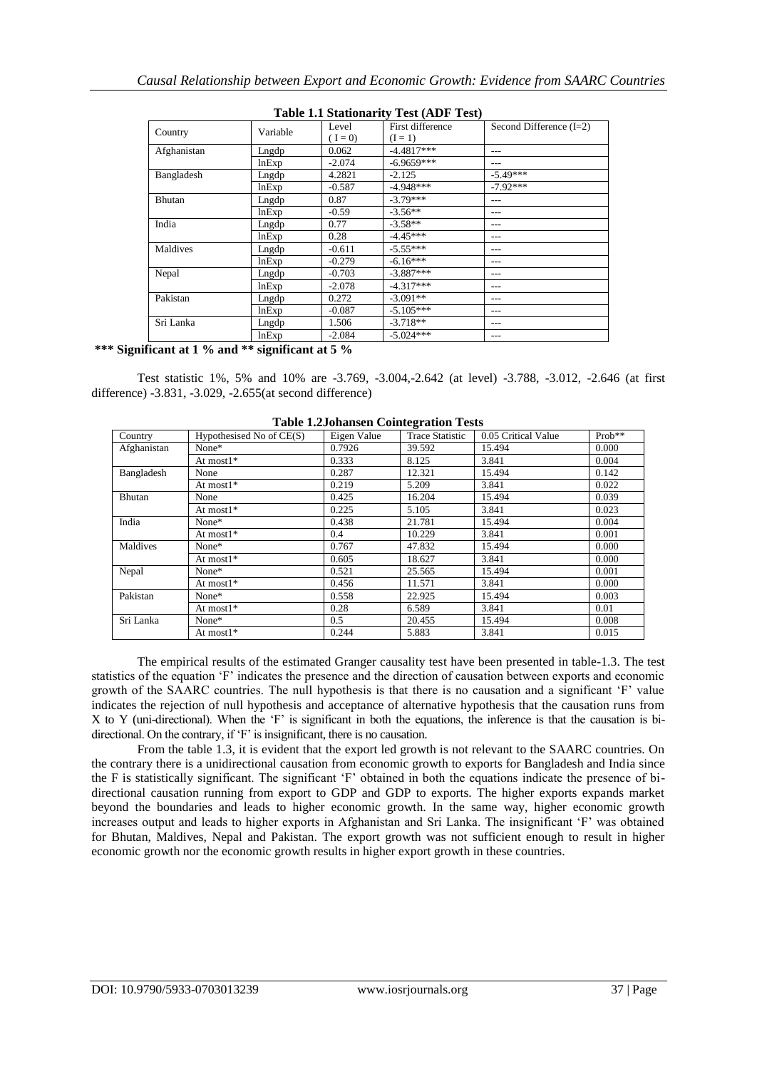**Table 1.1 Stationarity Test (ADF Test)**

| Country | Variable | Level ( I = 0) | First difference (I = 1) | Second Difference (I=2) |
|---|---|---|---|---|
| Afghanistan | Lngdp | 0.062 | -4.4817*** | --- |
| | lnExp | -2.074 | -6.9659*** | --- |
| Bangladesh | Lngdp | 4.2821 | -2.125 | -5.49*** |
| | lnExp | -0.587 | -4.948*** | -7.92*** |
| Bhutan | Lngdp | 0.87 | -3.79*** | --- |
| | lnExp | -0.59 | -3.56** | --- |
| India | Lngdp | 0.77 | -3.58** | --- |
| | lnExp | 0.28 | -4.45*** | --- |
| Maldives | Lngdp | -0.611 | -5.55*** | --- |
| | lnExp | -0.279 | -6.16*** | --- |
| Nepal | Lngdp | -0.703 | -3.887*** | --- |
| | lnExp | -2.078 | -4.317*** | --- |
| Pakistan | Lngdp | 0.272 | -3.091** | --- |
| | lnExp | -0.087 | -5.105*** | --- |
| Sri Lanka | Lngdp | 1.506 | -3.718** | --- |
| | lnExp | -2.084 | -5.024*** | --- |

**\*\*\* Significant at 1 % and \*\* significant at 5 %**

Test statistic 1%, 5% and 10% are -3.769, -3.004,-2.642 (at level) -3.788, -3.012, -2.646 (at first difference) -3.831, -3.029, -2.655(at second difference)

**Table 1.2Johansen Cointegration Tests**

| Country | Hypothesised No of CE(S) | Eigen Value | Trace Statistic | 0.05 Critical Value | Prob** |
|---|---|---|---|---|---|
| Afghanistan | None* | 0.7926 | 39.592 | 15.494 | 0.000 |
| | At most1* | 0.333 | 8.125 | 3.841 | 0.004 |
| Bangladesh | None | 0.287 | 12.321 | 15.494 | 0.142 |
| | At most1* | 0.219 | 5.209 | 3.841 | 0.022 |
| Bhutan | None | 0.425 | 16.204 | 15.494 | 0.039 |
| | At most1* | 0.225 | 5.105 | 3.841 | 0.023 |
| India | None* | 0.438 | 21.781 | 15.494 | 0.004 |
| | At most1* | 0.4 | 10.229 | 3.841 | 0.001 |
| Maldives | None* | 0.767 | 47.832 | 15.494 | 0.000 |
| | At most1* | 0.605 | 18.627 | 3.841 | 0.000 |
| Nepal | None* | 0.521 | 25.565 | 15.494 | 0.001 |
| | At most1* | 0.456 | 11.571 | 3.841 | 0.000 |
| Pakistan | None* | 0.558 | 22.925 | 15.494 | 0.003 |
| | At most1* | 0.28 | 6.589 | 3.841 | 0.01 |
| Sri Lanka | None* | 0.5 | 20.455 | 15.494 | 0.008 |
| | At most1* | 0.244 | 5.883 | 3.841 | 0.015 |

The empirical results of the estimated Granger causality test have been presented in table-1.3. The test statistics of the equation 'F' indicates the presence and the direction of causation between exports and economic growth of the SAARC countries. The null hypothesis is that there is no causation and a significant 'F' value indicates the rejection of null hypothesis and acceptance of alternative hypothesis that the causation runs from X to Y (uni-directional). When the 'F' is significant in both the equations, the inference is that the causation is bi-directional. On the contrary, if 'F' is insignificant, there is no causation.

From the table 1.3, it is evident that the export led growth is not relevant to the SAARC countries. On the contrary there is a unidirectional causation from economic growth to exports for Bangladesh and India since the F is statistically significant. The significant 'F' obtained in both the equations indicate the presence of bi-directional causation running from export to GDP and GDP to exports. The higher exports expands market beyond the boundaries and leads to higher economic growth. In the same way, higher economic growth increases output and leads to higher exports in Afghanistan and Sri Lanka. The insignificant 'F' was obtained for Bhutan, Maldives, Nepal and Pakistan. The export growth was not sufficient enough to result in higher economic growth nor the economic growth results in higher export growth in these countries.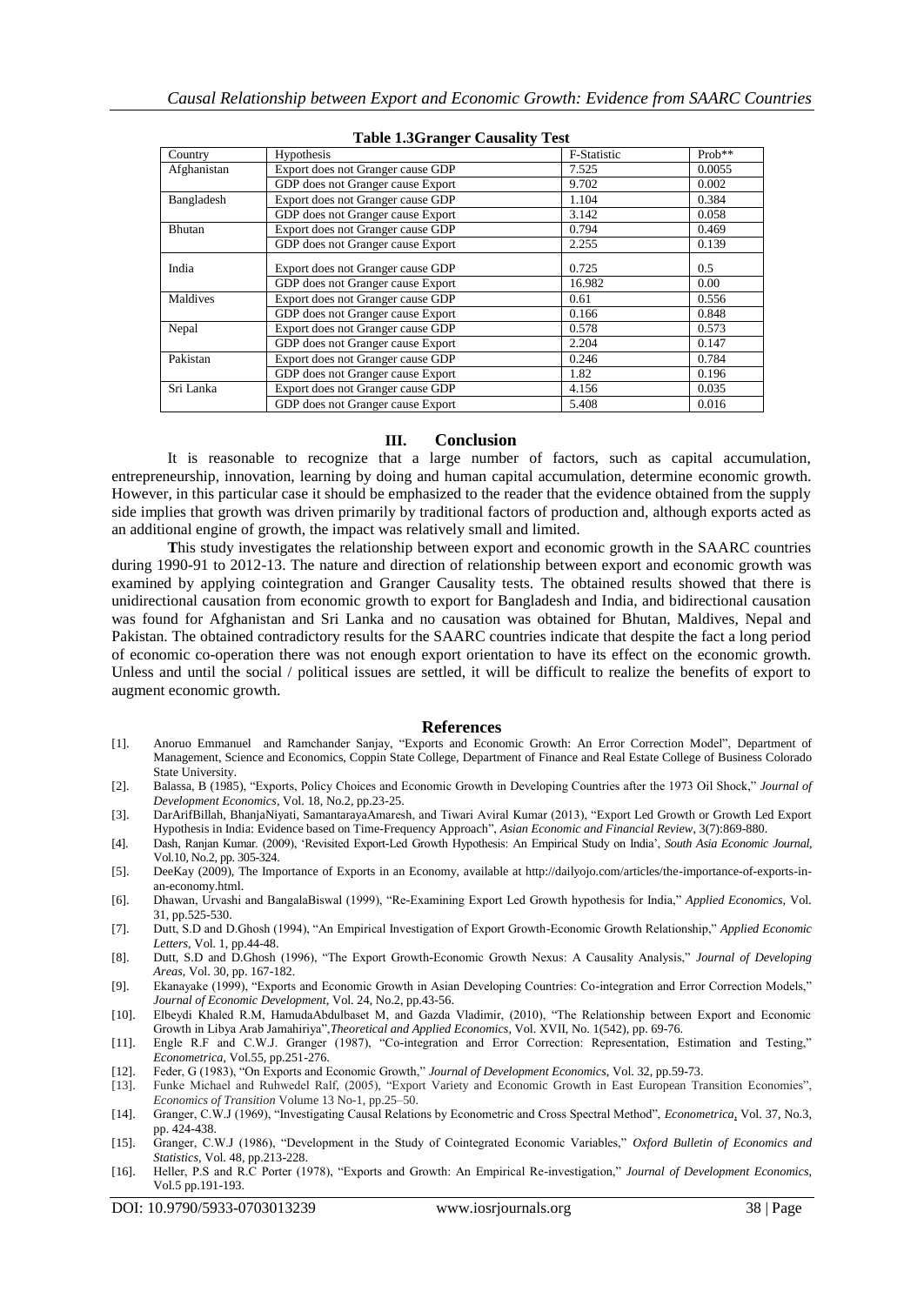**Table 1.3Granger Causality Test**

| Country | Hypothesis | F-Statistic | Prob** |
|---|---|---|---|
| Afghanistan | Export does not Granger cause GDP | 7.525 | 0.0055 |
| | GDP does not Granger cause Export | 9.702 | 0.002 |
| Bangladesh | Export does not Granger cause GDP | 1.104 | 0.384 |
| | GDP does not Granger cause Export | 3.142 | 0.058 |
| Bhutan | Export does not Granger cause GDP | 0.794 | 0.469 |
| | GDP does not Granger cause Export | 2.255 | 0.139 |
| India | Export does not Granger cause GDP | 0.725 | 0.5 |
| | GDP does not Granger cause Export | 16.982 | 0.00 |
| Maldives | Export does not Granger cause GDP | 0.61 | 0.556 |
| | GDP does not Granger cause Export | 0.166 | 0.848 |
| Nepal | Export does not Granger cause GDP | 0.578 | 0.573 |
| | GDP does not Granger cause Export | 2.204 | 0.147 |
| Pakistan | Export does not Granger cause GDP | 0.246 | 0.784 |
| | GDP does not Granger cause Export | 1.82 | 0.196 |
| Sri Lanka | Export does not Granger cause GDP | 4.156 | 0.035 |
| | GDP does not Granger cause Export | 5.408 | 0.016 |

## III. Conclusion

It is reasonable to recognize that a large number of factors, such as capital accumulation, entrepreneurship, innovation, learning by doing and human capital accumulation, determine economic growth. However, in this particular case it should be emphasized to the reader that the evidence obtained from the supply side implies that growth was driven primarily by traditional factors of production and, although exports acted as an additional engine of growth, the impact was relatively small and limited.

**T**his study investigates the relationship between export and economic growth in the SAARC countries during 1990-91 to 2012-13. The nature and direction of relationship between export and economic growth was examined by applying cointegration and Granger Causality tests. The obtained results showed that there is unidirectional causation from economic growth to export for Bangladesh and India, and bidirectional causation was found for Afghanistan and Sri Lanka and no causation was obtained for Bhutan, Maldives, Nepal and Pakistan. The obtained contradictory results for the SAARC countries indicate that despite the fact a long period of economic co-operation there was not enough export orientation to have its effect on the economic growth. Unless and until the social / political issues are settled, it will be difficult to realize the benefits of export to augment economic growth.

## References

[1]. Anoruo Emmanuel and Ramchander Sanjay, "Exports and Economic Growth: An Error Correction Model", Department of Management, Science and Economics, Coppin State College, Department of Finance and Real Estate College of Business Colorado State University.

[2]. Balassa, B (1985), "Exports, Policy Choices and Economic Growth in Developing Countries after the 1973 Oil Shock," *Journal of Development Economics*, Vol. 18, No.2, pp.23-25.

[3]. DarArifBillah, BhanjaNiyati, SamantarayaAmaresh, and Tiwari Aviral Kumar (2013), "Export Led Growth or Growth Led Export Hypothesis in India: Evidence based on Time-Frequency Approach", *Asian Economic and Financial Review*, 3(7):869-880.

[4]. Dash, Ranjan Kumar. (2009), 'Revisited Export-Led Growth Hypothesis: An Empirical Study on India', *South Asia Economic Journal*, Vol.10, No.2, pp. 305-324.

[5]. DeeKay (2009), The Importance of Exports in an Economy, available at http://dailyojo.com/articles/the-importance-of-exports-in-an-economy.html.

[6]. Dhawan, Urvashi and BangalaBiswal (1999), "Re-Examining Export Led Growth hypothesis for India," *Applied Economics*, Vol. 31, pp.525-530.

[7]. Dutt, S.D and D.Ghosh (1994), "An Empirical Investigation of Export Growth-Economic Growth Relationship," *Applied Economic Letters*, Vol. 1, pp.44-48.

[8]. Dutt, S.D and D.Ghosh (1996), "The Export Growth-Economic Growth Nexus: A Causality Analysis," *Journal of Developing Areas*, Vol. 30, pp. 167-182.

[9]. Ekanayake (1999), "Exports and Economic Growth in Asian Developing Countries: Co-integration and Error Correction Models," *Journal of Economic Development*, Vol. 24, No.2, pp.43-56.

[10]. Elbeydi Khaled R.M, HamudaAbdulbaset M, and Gazda Vladimir, (2010), "The Relationship between Export and Economic Growth in Libya Arab Jamahiriya",*Theoretical and Applied Economics*, Vol. XVII, No. 1(542), pp. 69-76.

[11]. Engle R.F and C.W.J. Granger (1987), "Co-integration and Error Correction: Representation, Estimation and Testing," *Econometrica*, Vol.55, pp.251-276.

[12]. Feder, G (1983), "On Exports and Economic Growth," *Journal of Development Economics*, Vol. 32, pp.59-73.

[13]. Funke Michael and Ruhwedel Ralf, (2005), "Export Variety and Economic Growth in East European Transition Economies", *Economics of Transition* Volume 13 No-1, pp.25–50.

[14]. Granger, C.W.J (1969), "Investigating Causal Relations by Econometric and Cross Spectral Method", *Econometrica*, Vol. 37, No.3, pp. 424-438.

[15]. Granger, C.W.J (1986), "Development in the Study of Cointegrated Economic Variables," *Oxford Bulletin of Economics and Statistics*, Vol. 48, pp.213-228.

[16]. Heller, P.S and R.C Porter (1978), "Exports and Growth: An Empirical Re-investigation," *Journal of Development Economics*, Vol.5 pp.191-193.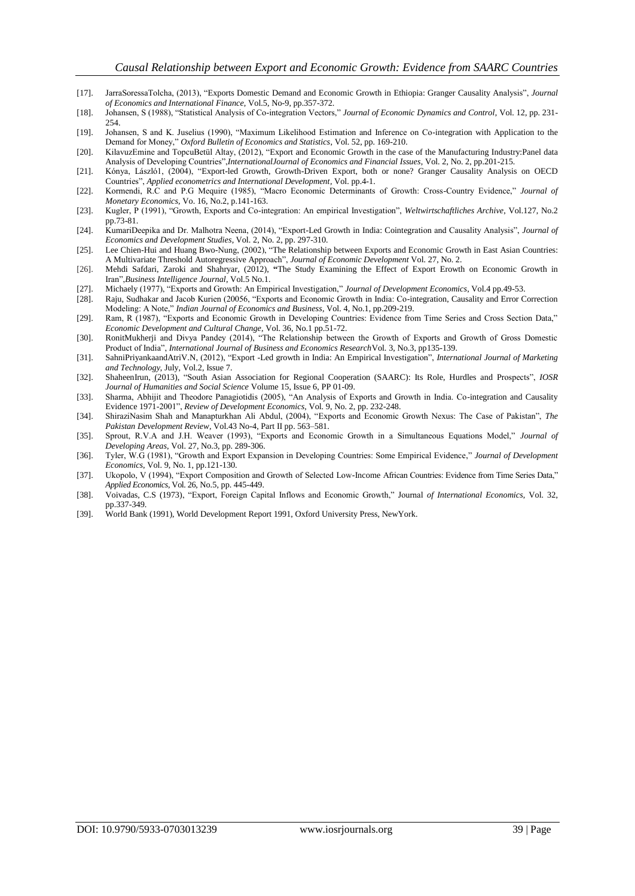[17]. JarraSoressaTolcha, (2013), "Exports Domestic Demand and Economic Growth in Ethiopia: Granger Causality Analysis", *Journal of Economics and International Finance*, Vol.5, No-9, pp.357-372.

[18]. Johansen, S (1988), "Statistical Analysis of Co-integration Vectors," *Journal of Economic Dynamics and Control*, Vol. 12, pp. 231-254.

[19]. Johansen, S and K. Juselius (1990), "Maximum Likelihood Estimation and Inference on Co-integration with Application to the Demand for Money," *Oxford Bulletin of Economics and Statistics*, Vol. 52, pp. 169-210.

[20]. KilavuzEmine and TopcuBetül Altay, (2012), "Export and Economic Growth in the case of the Manufacturing Industry:Panel data Analysis of Developing Countries",*InternationalJournal of Economics and Financial Issues*, Vol. 2, No. 2, pp.201-215.

[21]. Kónya, László1, (2004), "Export-led Growth, Growth-Driven Export, both or none? Granger Causality Analysis on OECD Countries", *Applied econometrics and International Development*, Vol. pp.4-1.

[22]. Kormendi, R.C and P.G Mequire (1985), "Macro Economic Determinants of Growth: Cross-Country Evidence," *Journal of Monetary Economics*, Vo. 16, No.2, p.141-163.

[23]. Kugler, P (1991), "Growth, Exports and Co-integration: An empirical Investigation", *Weltwirtschaftliches Archive*, Vol.127, No.2 pp.73-81.

[24]. KumariDeepika and Dr. Malhotra Neena, (2014), "Export-Led Growth in India: Cointegration and Causality Analysis", *Journal of Economics and Development Studies*, Vol. 2, No. 2, pp. 297-310.

[25]. Lee Chien-Hui and Huang Bwo-Nung, (2002), "The Relationship between Exports and Economic Growth in East Asian Countries: A Multivariate Threshold Autoregressive Approach", *Journal of Economic Development* Vol. 27, No. 2.

[26]. Mehdi Safdari, Zaroki and Shahryar, (2012), **"**The Study Examining the Effect of Export Erowth on Economic Growth in Iran",*Business Intelligence Journal*, Vol.5 No.1.

[27]. Michaely (1977), "Exports and Growth: An Empirical Investigation," *Journal of Development Economics*, Vol.4 pp.49-53.

[28]. Raju, Sudhakar and Jacob Kurien (20056, "Exports and Economic Growth in India: Co-integration, Causality and Error Correction Modeling: A Note," *Indian Journal of Economics and Business*, Vol. 4, No.1, pp.209-219.

[29]. Ram, R (1987), "Exports and Economic Growth in Developing Countries: Evidence from Time Series and Cross Section Data," *Economic Development and Cultural Change*, Vol. 36, No.1 pp.51-72.

[30]. RonitMukherji and Divya Pandey (2014), "The Relationship between the Growth of Exports and Growth of Gross Domestic Product of India", *International Journal of Business and Economics Research*Vol. 3, No.3, pp135-139.

[31]. SahniPriyankaandAtriV.N, (2012), "Export -Led growth in India: An Empirical Investigation", *International Journal of Marketing and Technology*, July, Vol.2, Issue 7.

[32]. ShaheenIrun, (2013), "South Asian Association for Regional Cooperation (SAARC): Its Role, Hurdles and Prospects", *IOSR Journal of Humanities and Social Science* Volume 15, Issue 6, PP 01-09.

[33]. Sharma, Abhijit and Theodore Panagiotidis (2005), "An Analysis of Exports and Growth in India. Co-integration and Causality Evidence 1971-2001", *Review of Development Economics*, Vol. 9, No. 2, pp. 232-248.

[34]. ShiraziNasim Shah and Manapturkhan Ali Abdul, (2004), "Exports and Economic Growth Nexus: The Case of Pakistan", *The Pakistan Development Review*, Vol.43 No-4, Part II pp. 563–581.

[35]. Sprout, R.V.A and J.H. Weaver (1993), "Exports and Economic Growth in a Simultaneous Equations Model," *Journal of Developing Areas*, Vol. 27, No.3, pp. 289-306.

[36]. Tyler, W.G (1981), "Growth and Export Expansion in Developing Countries: Some Empirical Evidence," *Journal of Development Economics*, Vol. 9, No. 1, pp.121-130.

[37]. Ukopolo, V (1994), "Export Composition and Growth of Selected Low-Income African Countries: Evidence from Time Series Data," *Applied Economics*, Vol. 26, No.5, pp. 445-449.

[38]. Voivadas, C.S (1973), "Export, Foreign Capital Inflows and Economic Growth," Journal *of International Economics*, Vol. 32, pp.337-349.

[39]. World Bank (1991), World Development Report 1991, Oxford University Press, NewYork.